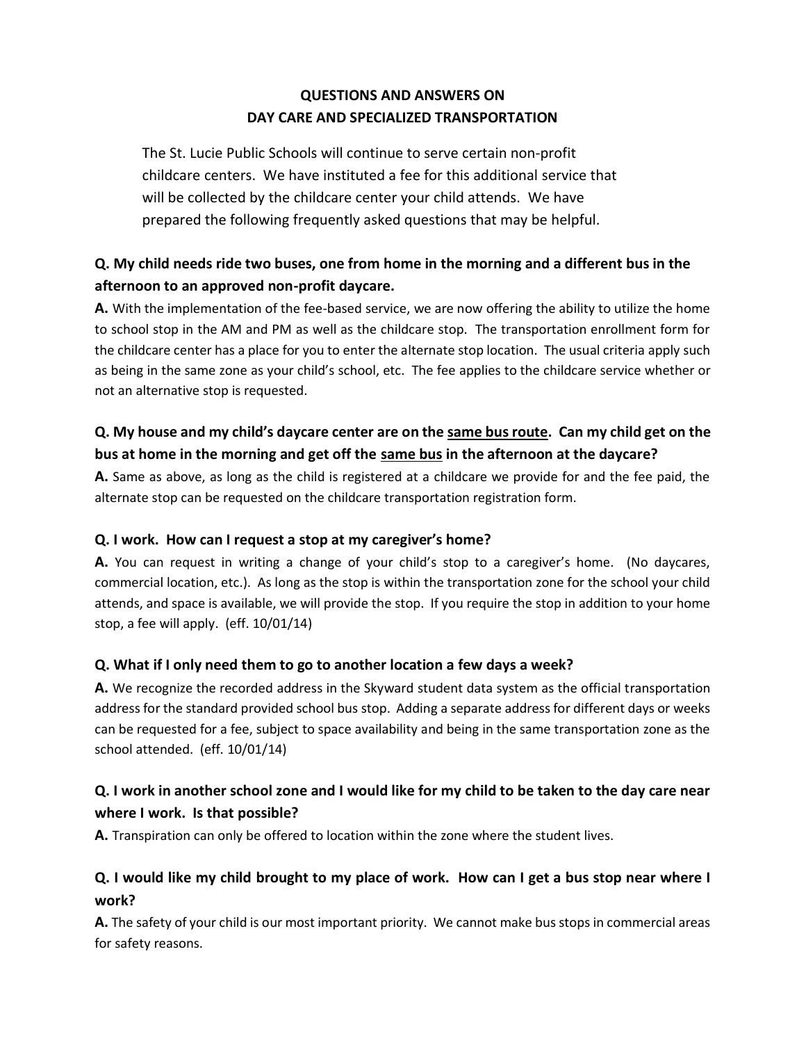# QUESTIONS AND ANSWERS ON DAY CARE AND SPECIALIZED TRANSPORTATION

The St. Lucie Public Schools will continue to serve certain non-profit childcare centers. We have instituted a fee for this additional service that will be collected by the childcare center your child attends. We have prepared the following frequently asked questions that may be helpful.

**Q. My child needs ride two buses, one from home in the morning and a different bus in the afternoon to an approved non-profit daycare.**

**A.** With the implementation of the fee-based service, we are now offering the ability to utilize the home to school stop in the AM and PM as well as the childcare stop. The transportation enrollment form for the childcare center has a place for you to enter the alternate stop location. The usual criteria apply such as being in the same zone as your child's school, etc. The fee applies to the childcare service whether or not an alternative stop is requested.

**Q. My house and my child's daycare center are on the <u>same bus route</u>. Can my child get on the bus at home in the morning and get off the <u>same bus</u> in the afternoon at the daycare?**

**A.** Same as above, as long as the child is registered at a childcare we provide for and the fee paid, the alternate stop can be requested on the childcare transportation registration form.

**Q. I work. How can I request a stop at my caregiver's home?**

**A.** You can request in writing a change of your child's stop to a caregiver's home. (No daycares, commercial location, etc.). As long as the stop is within the transportation zone for the school your child attends, and space is available, we will provide the stop. If you require the stop in addition to your home stop, a fee will apply. (eff. 10/01/14)

**Q. What if I only need them to go to another location a few days a week?**

**A.** We recognize the recorded address in the Skyward student data system as the official transportation address for the standard provided school bus stop. Adding a separate address for different days or weeks can be requested for a fee, subject to space availability and being in the same transportation zone as the school attended. (eff. 10/01/14)

**Q. I work in another school zone and I would like for my child to be taken to the day care near where I work. Is that possible?**

**A.** Transpiration can only be offered to location within the zone where the student lives.

**Q. I would like my child brought to my place of work. How can I get a bus stop near where I work?**

**A.** The safety of your child is our most important priority. We cannot make bus stops in commercial areas for safety reasons.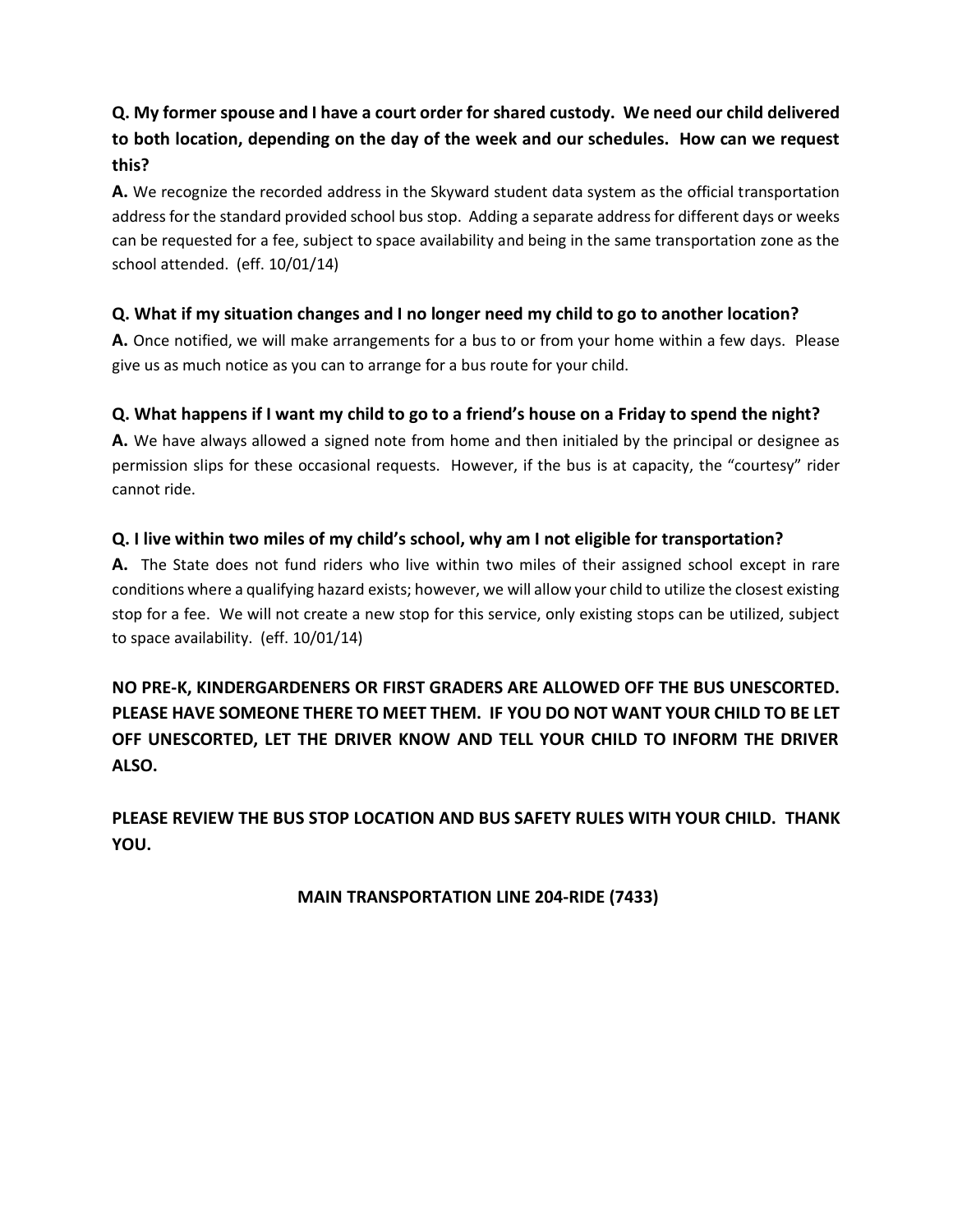**Q. My former spouse and I have a court order for shared custody. We need our child delivered to both location, depending on the day of the week and our schedules. How can we request this?**

**A.** We recognize the recorded address in the Skyward student data system as the official transportation address for the standard provided school bus stop. Adding a separate address for different days or weeks can be requested for a fee, subject to space availability and being in the same transportation zone as the school attended. (eff. 10/01/14)

**Q. What if my situation changes and I no longer need my child to go to another location?**

**A.** Once notified, we will make arrangements for a bus to or from your home within a few days. Please give us as much notice as you can to arrange for a bus route for your child.

**Q. What happens if I want my child to go to a friend's house on a Friday to spend the night?**

**A.** We have always allowed a signed note from home and then initialed by the principal or designee as permission slips for these occasional requests. However, if the bus is at capacity, the "courtesy" rider cannot ride.

**Q. I live within two miles of my child's school, why am I not eligible for transportation?**

**A.** The State does not fund riders who live within two miles of their assigned school except in rare conditions where a qualifying hazard exists; however, we will allow your child to utilize the closest existing stop for a fee. We will not create a new stop for this service, only existing stops can be utilized, subject to space availability. (eff. 10/01/14)

**NO PRE-K, KINDERGARDENERS OR FIRST GRADERS ARE ALLOWED OFF THE BUS UNESCORTED. PLEASE HAVE SOMEONE THERE TO MEET THEM. IF YOU DO NOT WANT YOUR CHILD TO BE LET OFF UNESCORTED, LET THE DRIVER KNOW AND TELL YOUR CHILD TO INFORM THE DRIVER ALSO.**

**PLEASE REVIEW THE BUS STOP LOCATION AND BUS SAFETY RULES WITH YOUR CHILD. THANK YOU.**

**MAIN TRANSPORTATION LINE 204-RIDE (7433)**